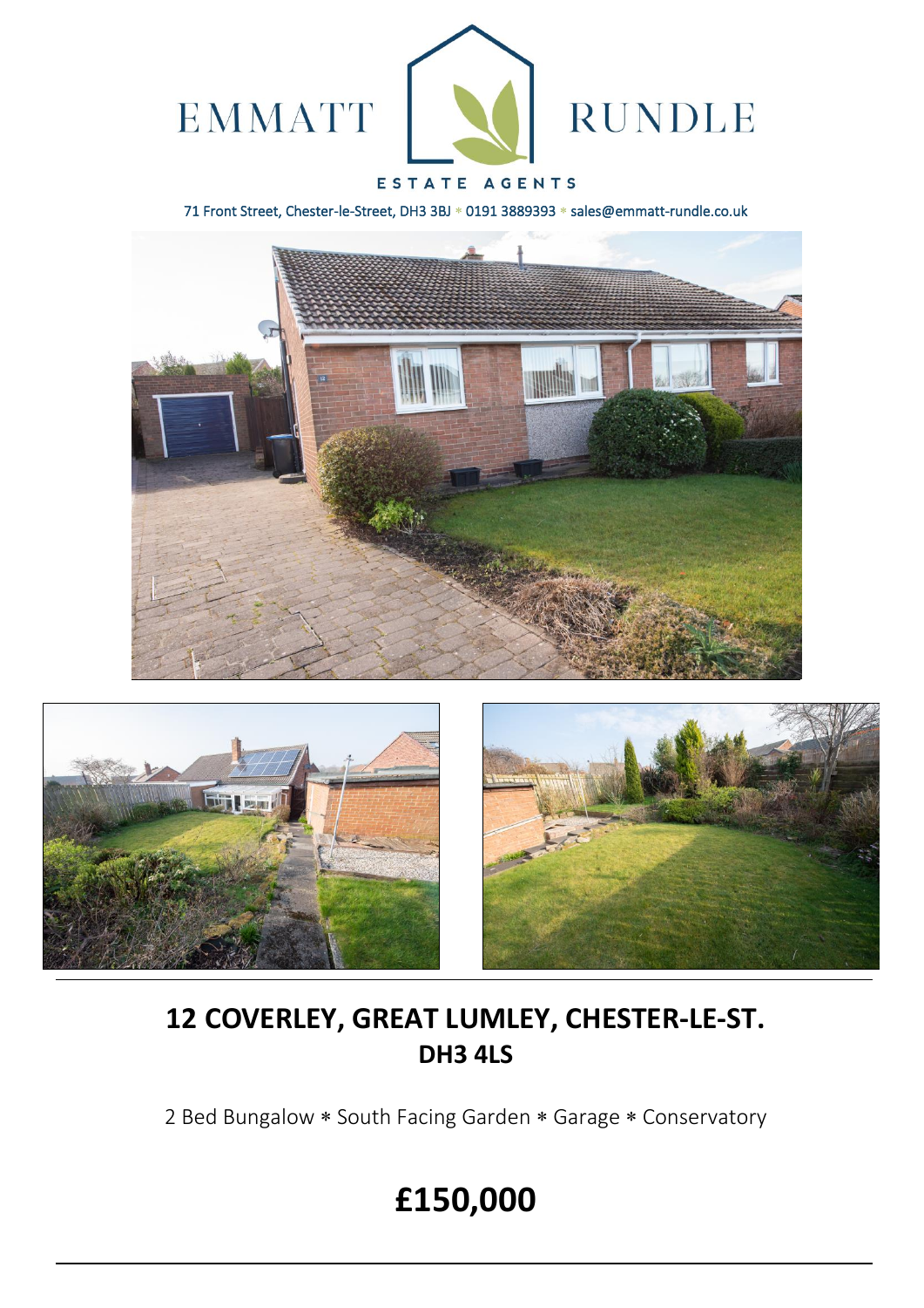EMMATT RUNDLE

ESTATE AGENTS

71 Front Street, Chester-le-Street, DH3 3BJ * 0191 3889393 * sales@emmatt-rundle.co.uk

# 12 COVERLEY, GREAT LUMLEY, CHESTER-LE-ST.
## DH3 4LS

2 Bed Bungalow * South Facing Garden * Garage * Conservatory

# £150,000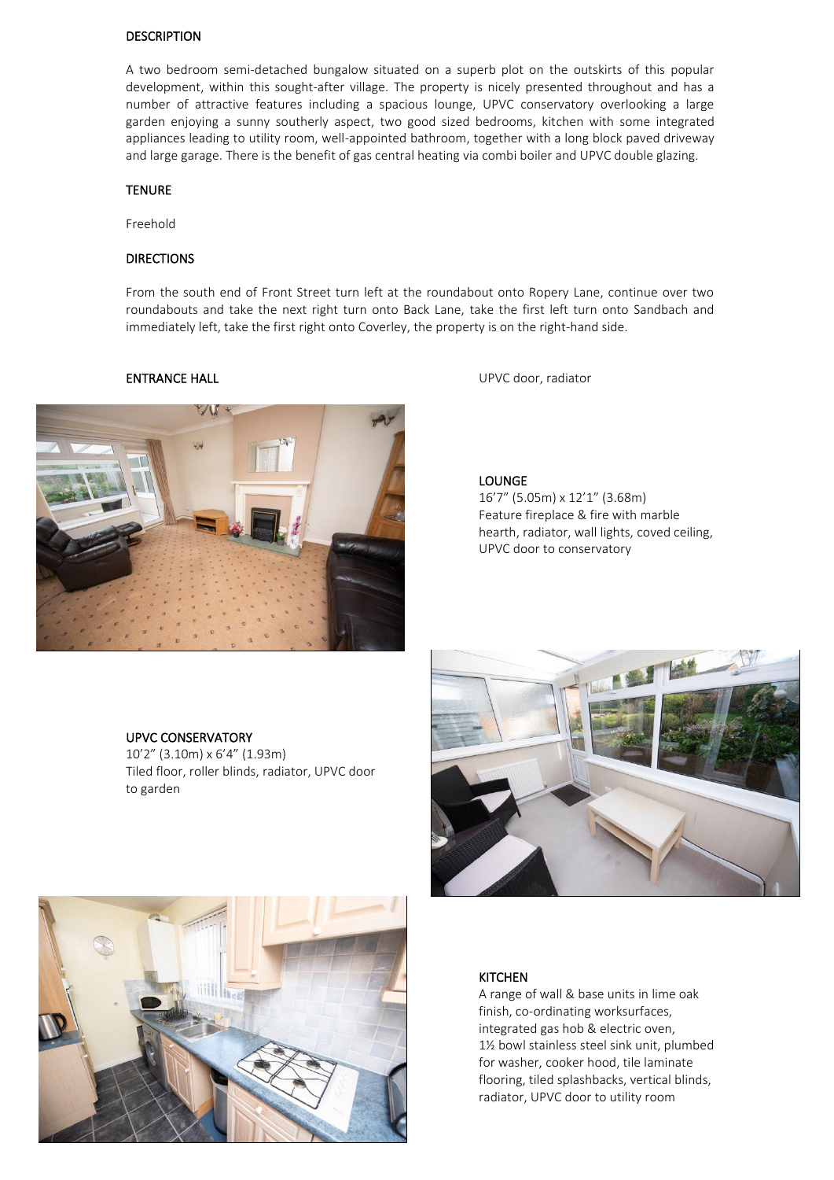## DESCRIPTION

A two bedroom semi-detached bungalow situated on a superb plot on the outskirts of this popular development, within this sought-after village. The property is nicely presented throughout and has a number of attractive features including a spacious lounge, UPVC conservatory overlooking a large garden enjoying a sunny southerly aspect, two good sized bedrooms, kitchen with some integrated appliances leading to utility room, well-appointed bathroom, together with a long block paved driveway and large garage. There is the benefit of gas central heating via combi boiler and UPVC double glazing.

## TENURE

Freehold

## DIRECTIONS

From the south end of Front Street turn left at the roundabout onto Ropery Lane, continue over two roundabouts and take the next right turn onto Back Lane, take the first left turn onto Sandbach and immediately left, take the first right onto Coverley, the property is on the right-hand side.

### ENTRANCE HALL

UPVC door, radiator

### LOUNGE

16'7" (5.05m) x 12'1" (3.68m)
Feature fireplace & fire with marble hearth, radiator, wall lights, coved ceiling, UPVC door to conservatory

### UPVC CONSERVATORY

10'2" (3.10m) x 6'4" (1.93m)
Tiled floor, roller blinds, radiator, UPVC door to garden

### KITCHEN

A range of wall & base units in lime oak finish, co-ordinating worksurfaces, integrated gas hob & electric oven, 1½ bowl stainless steel sink unit, plumbed for washer, cooker hood, tile laminate flooring, tiled splashbacks, vertical blinds, radiator, UPVC door to utility room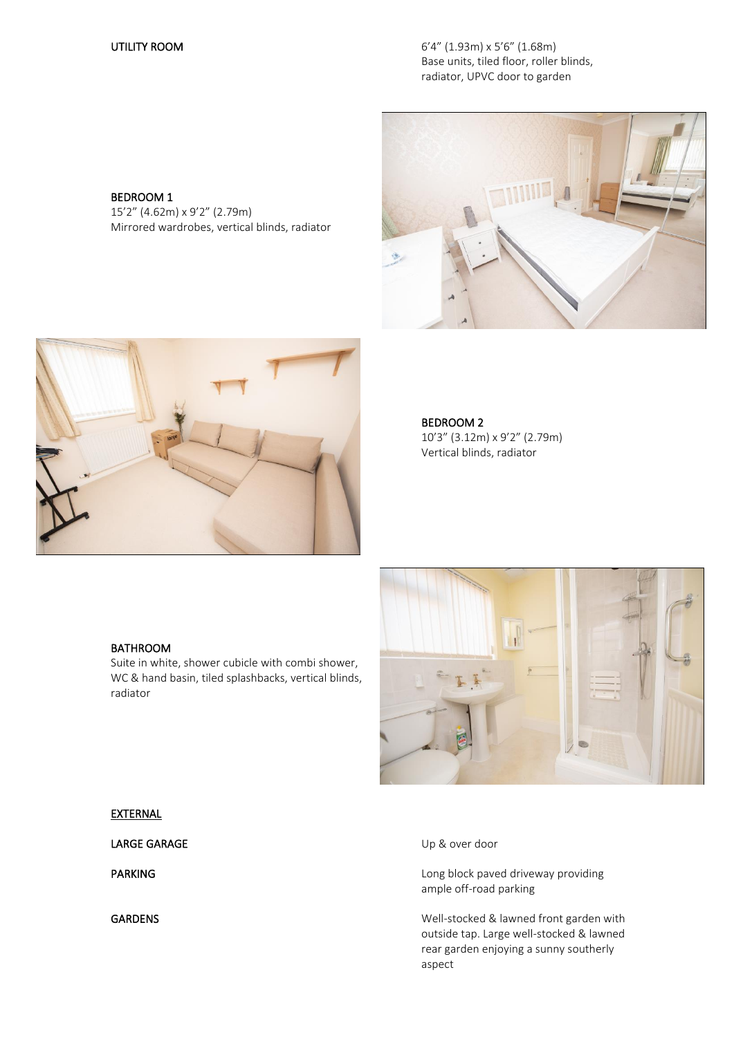UTILITY ROOM

6'4" (1.93m) x 5'6" (1.68m)
Base units, tiled floor, roller blinds, radiator, UPVC door to garden

BEDROOM 1

15'2" (4.62m) x 9'2" (2.79m)
Mirrored wardrobes, vertical blinds, radiator

BEDROOM 2

10'3" (3.12m) x 9'2" (2.79m)
Vertical blinds, radiator

BATHROOM

Suite in white, shower cubicle with combi shower, WC & hand basin, tiled splashbacks, vertical blinds, radiator

EXTERNAL

LARGE GARAGE

Up & over door

PARKING

Long block paved driveway providing ample off-road parking

GARDENS

Well-stocked & lawned front garden with outside tap. Large well-stocked & lawned rear garden enjoying a sunny southerly aspect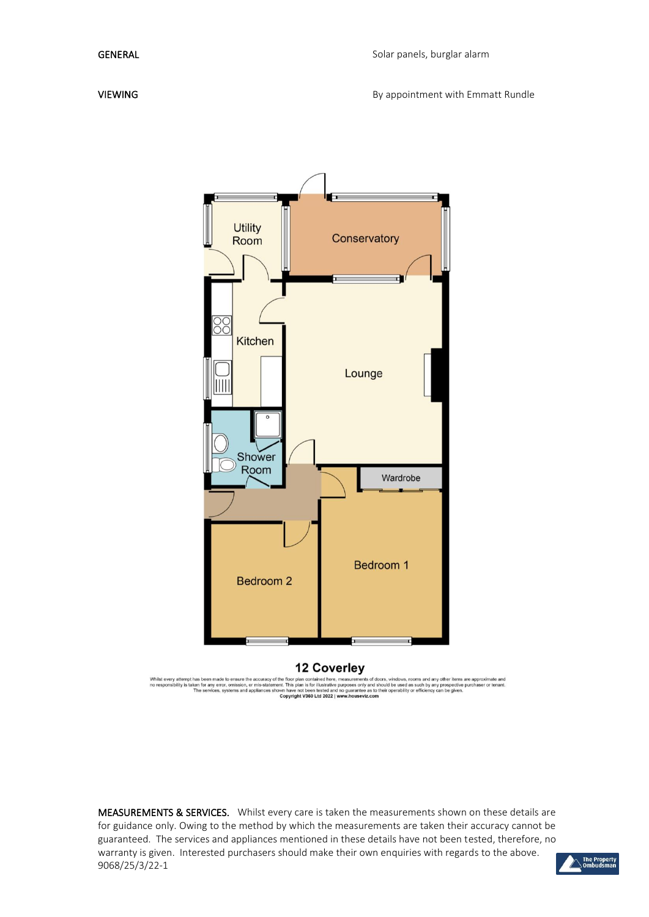GENERAL Solar panels, burglar alarm

VIEWING By appointment with Emmatt Rundle

Utility Room

Conservatory

Kitchen

Lounge

Shower Room

Wardrobe

Bedroom 1

Bedroom 2

**12 Coverley**

Whilst every attempt has been made to ensure the accuracy of the floor plan contained here, measurements of doors, windows, rooms and any other items are approximate and no responsibility is taken for any error, omission, or mis-statement. This plan is for illustrative purposes only and should be used as such by any prospective purchaser or tenant. The services, systems and appliances shown have not been tested and no guarantee as to their operability or efficiency can be given.
Copyright V360 Ltd 2022 | www.houseviz.com

MEASUREMENTS & SERVICES. Whilst every care is taken the measurements shown on these details are for guidance only. Owing to the method by which the measurements are taken their accuracy cannot be guaranteed. The services and appliances mentioned in these details have not been tested, therefore, no warranty is given. Interested purchasers should make their own enquiries with regards to the above.
9068/25/3/22-1

The Property Ombudsman